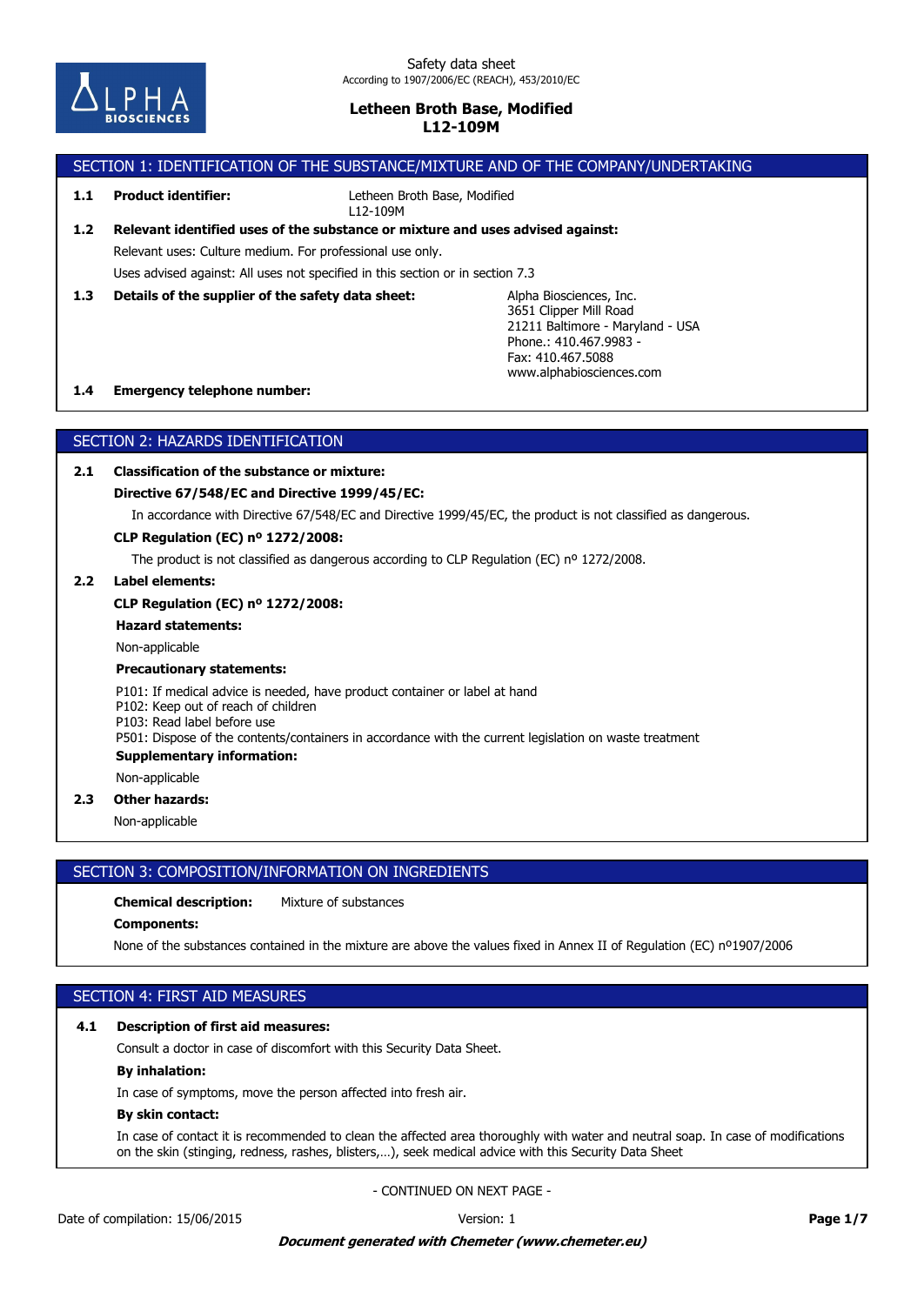Safety data sheet
According to 1907/2006/EC (REACH), 453/2010/EC

**Letheen Broth Base, Modified**
**L12-109M**

## SECTION 1: IDENTIFICATION OF THE SUBSTANCE/MIXTURE AND OF THE COMPANY/UNDERTAKING

**1.1 Product identifier:** Letheen Broth Base, Modified
L12-109M

**1.2 Relevant identified uses of the substance or mixture and uses advised against:**

Relevant uses: Culture medium. For professional use only.

Uses advised against: All uses not specified in this section or in section 7.3

**1.3 Details of the supplier of the safety data sheet:**

Alpha Biosciences, Inc.
3651 Clipper Mill Road
21211 Baltimore - Maryland - USA
Phone.: 410.467.9983 -
Fax: 410.467.5088
www.alphabiosciences.com

**1.4 Emergency telephone number:**

## SECTION 2: HAZARDS IDENTIFICATION

**2.1 Classification of the substance or mixture:**

**Directive 67/548/EC and Directive 1999/45/EC:**

In accordance with Directive 67/548/EC and Directive 1999/45/EC, the product is not classified as dangerous.

**CLP Regulation (EC) nº 1272/2008:**

The product is not classified as dangerous according to CLP Regulation (EC) nº 1272/2008.

**2.2 Label elements:**

**CLP Regulation (EC) nº 1272/2008:**

**Hazard statements:**

Non-applicable

**Precautionary statements:**

P101: If medical advice is needed, have product container or label at hand
P102: Keep out of reach of children
P103: Read label before use
P501: Dispose of the contents/containers in accordance with the current legislation on waste treatment

**Supplementary information:**

Non-applicable

**2.3 Other hazards:**

Non-applicable

## SECTION 3: COMPOSITION/INFORMATION ON INGREDIENTS

**Chemical description:** Mixture of substances

**Components:**

None of the substances contained in the mixture are above the values fixed in Annex II of Regulation (EC) nº1907/2006

## SECTION 4: FIRST AID MEASURES

**4.1 Description of first aid measures:**

Consult a doctor in case of discomfort with this Security Data Sheet.

**By inhalation:**

In case of symptoms, move the person affected into fresh air.

**By skin contact:**

In case of contact it is recommended to clean the affected area thoroughly with water and neutral soap. In case of modifications on the skin (stinging, redness, rashes, blisters,…), seek medical advice with this Security Data Sheet

- CONTINUED ON NEXT PAGE -

Date of compilation: 15/06/2015 Version: 1

***Document generated with Chemeter (www.chemeter.eu)***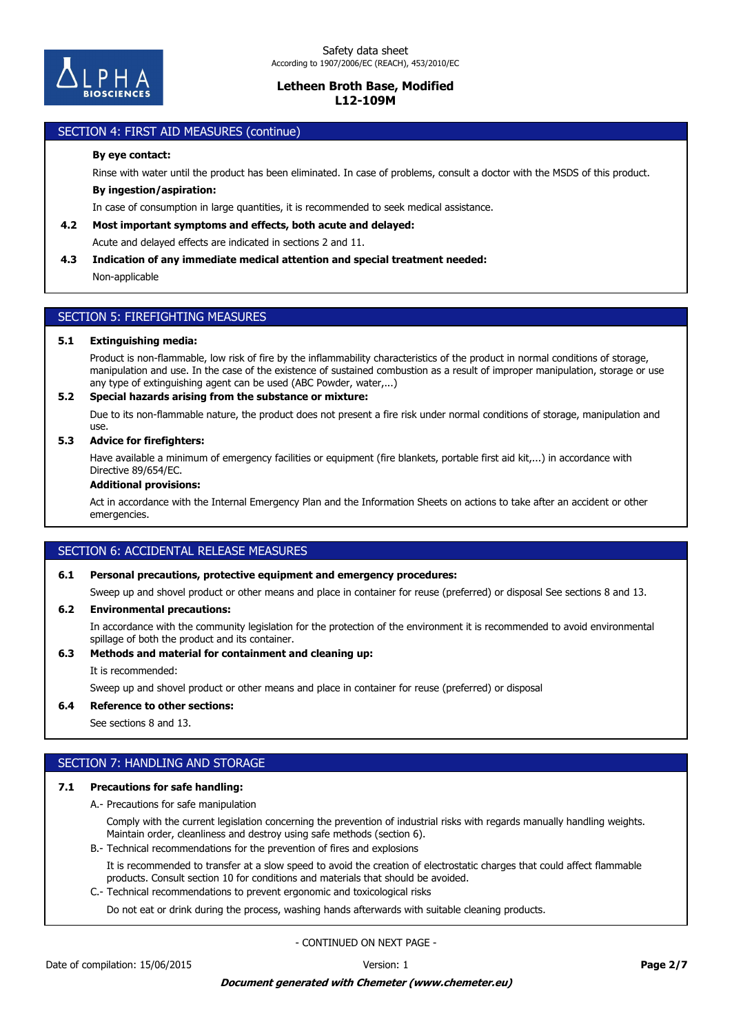## SECTION 4: FIRST AID MEASURES (continue)

**By eye contact:**

Rinse with water until the product has been eliminated. In case of problems, consult a doctor with the MSDS of this product.

**By ingestion/aspiration:**

In case of consumption in large quantities, it is recommended to seek medical assistance.

**4.2 Most important symptoms and effects, both acute and delayed:**

Acute and delayed effects are indicated in sections 2 and 11.

**4.3 Indication of any immediate medical attention and special treatment needed:**

Non-applicable

## SECTION 5: FIREFIGHTING MEASURES

**5.1 Extinguishing media:**

Product is non-flammable, low risk of fire by the inflammability characteristics of the product in normal conditions of storage, manipulation and use. In the case of the existence of sustained combustion as a result of improper manipulation, storage or use any type of extinguishing agent can be used (ABC Powder, water,...)

**5.2 Special hazards arising from the substance or mixture:**

Due to its non-flammable nature, the product does not present a fire risk under normal conditions of storage, manipulation and use.

**5.3 Advice for firefighters:**

Have available a minimum of emergency facilities or equipment (fire blankets, portable first aid kit,...) in accordance with Directive 89/654/EC.

**Additional provisions:**

Act in accordance with the Internal Emergency Plan and the Information Sheets on actions to take after an accident or other emergencies.

## SECTION 6: ACCIDENTAL RELEASE MEASURES

**6.1 Personal precautions, protective equipment and emergency procedures:**

Sweep up and shovel product or other means and place in container for reuse (preferred) or disposal See sections 8 and 13.

**6.2 Environmental precautions:**

In accordance with the community legislation for the protection of the environment it is recommended to avoid environmental spillage of both the product and its container.

**6.3 Methods and material for containment and cleaning up:**

It is recommended:

Sweep up and shovel product or other means and place in container for reuse (preferred) or disposal

**6.4 Reference to other sections:**

See sections 8 and 13.

## SECTION 7: HANDLING AND STORAGE

**7.1 Precautions for safe handling:**

A.- Precautions for safe manipulation

Comply with the current legislation concerning the prevention of industrial risks with regards manually handling weights. Maintain order, cleanliness and destroy using safe methods (section 6).

B.- Technical recommendations for the prevention of fires and explosions

It is recommended to transfer at a slow speed to avoid the creation of electrostatic charges that could affect flammable products. Consult section 10 for conditions and materials that should be avoided.

C.- Technical recommendations to prevent ergonomic and toxicological risks

Do not eat or drink during the process, washing hands afterwards with suitable cleaning products.

- CONTINUED ON NEXT PAGE -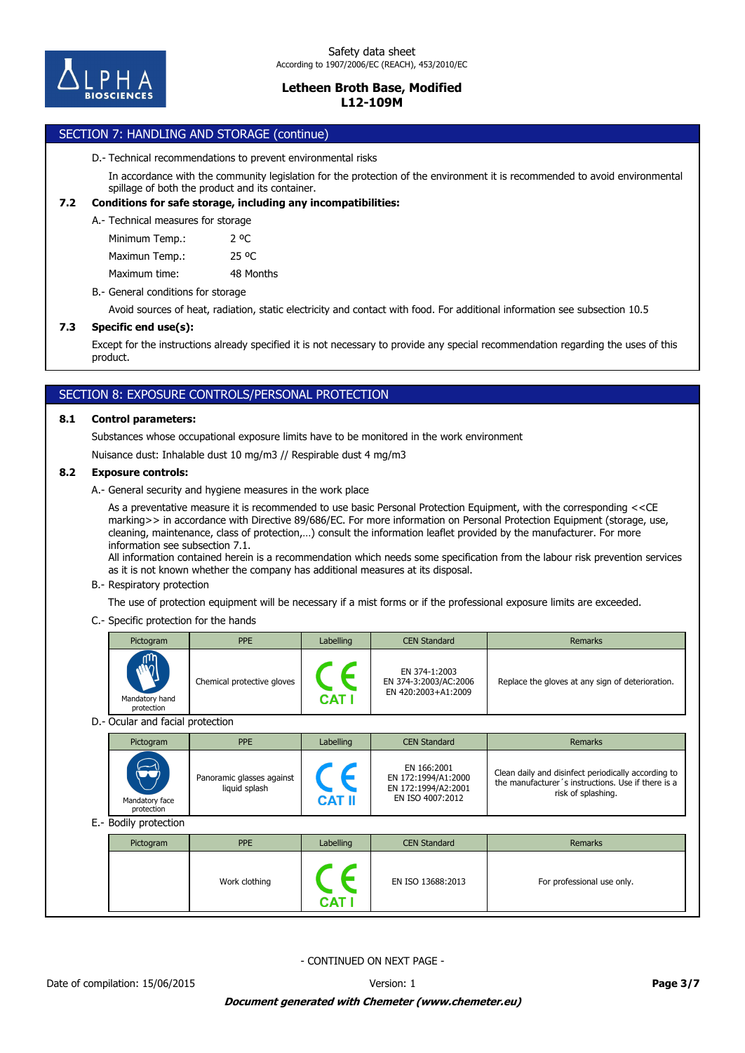## SECTION 7: HANDLING AND STORAGE (continue)

D.- Technical recommendations to prevent environmental risks

In accordance with the community legislation for the protection of the environment it is recommended to avoid environmental spillage of both the product and its container.

**7.2 Conditions for safe storage, including any incompatibilities:**

A.- Technical measures for storage

| | |
|---|---|
| Minimum Temp.: | 2 ºC |
| Maximun Temp.: | 25 ºC |
| Maximum time: | 48 Months |

B.- General conditions for storage

Avoid sources of heat, radiation, static electricity and contact with food. For additional information see subsection 10.5

**7.3 Specific end use(s):**

Except for the instructions already specified it is not necessary to provide any special recommendation regarding the uses of this product.

## SECTION 8: EXPOSURE CONTROLS/PERSONAL PROTECTION

**8.1 Control parameters:**

Substances whose occupational exposure limits have to be monitored in the work environment

Nuisance dust: Inhalable dust 10 mg/m3 // Respirable dust 4 mg/m3

**8.2 Exposure controls:**

A.- General security and hygiene measures in the work place

As a preventative measure it is recommended to use basic Personal Protection Equipment, with the corresponding <<CE marking>> in accordance with Directive 89/686/EC. For more information on Personal Protection Equipment (storage, use, cleaning, maintenance, class of protection,…) consult the information leaflet provided by the manufacturer. For more information see subsection 7.1.
All information contained herein is a recommendation which needs some specification from the labour risk prevention services as it is not known whether the company has additional measures at its disposal.

B.- Respiratory protection

The use of protection equipment will be necessary if a mist forms or if the professional exposure limits are exceeded.

C.- Specific protection for the hands

| Pictogram | PPE | Labelling | CEN Standard | Remarks |
|---|---|---|---|---|
| Mandatory hand protection | Chemical protective gloves | CE CAT I | EN 374-1:2003<br>EN 374-3:2003/AC:2006<br>EN 420:2003+A1:2009 | Replace the gloves at any sign of deterioration. |

D.- Ocular and facial protection

| Pictogram | PPE | Labelling | CEN Standard | Remarks |
|---|---|---|---|---|
| Mandatory face protection | Panoramic glasses against liquid splash | CE CAT II | EN 166:2001<br>EN 172:1994/A1:2000<br>EN 172:1994/A2:2001<br>EN ISO 4007:2012 | Clean daily and disinfect periodically according to the manufacturer´s instructions. Use if there is a risk of splashing. |

E.- Bodily protection

| Pictogram | PPE | Labelling | CEN Standard | Remarks |
|---|---|---|---|---|
| | Work clothing | CE CAT I | EN ISO 13688:2013 | For professional use only. |

- CONTINUED ON NEXT PAGE -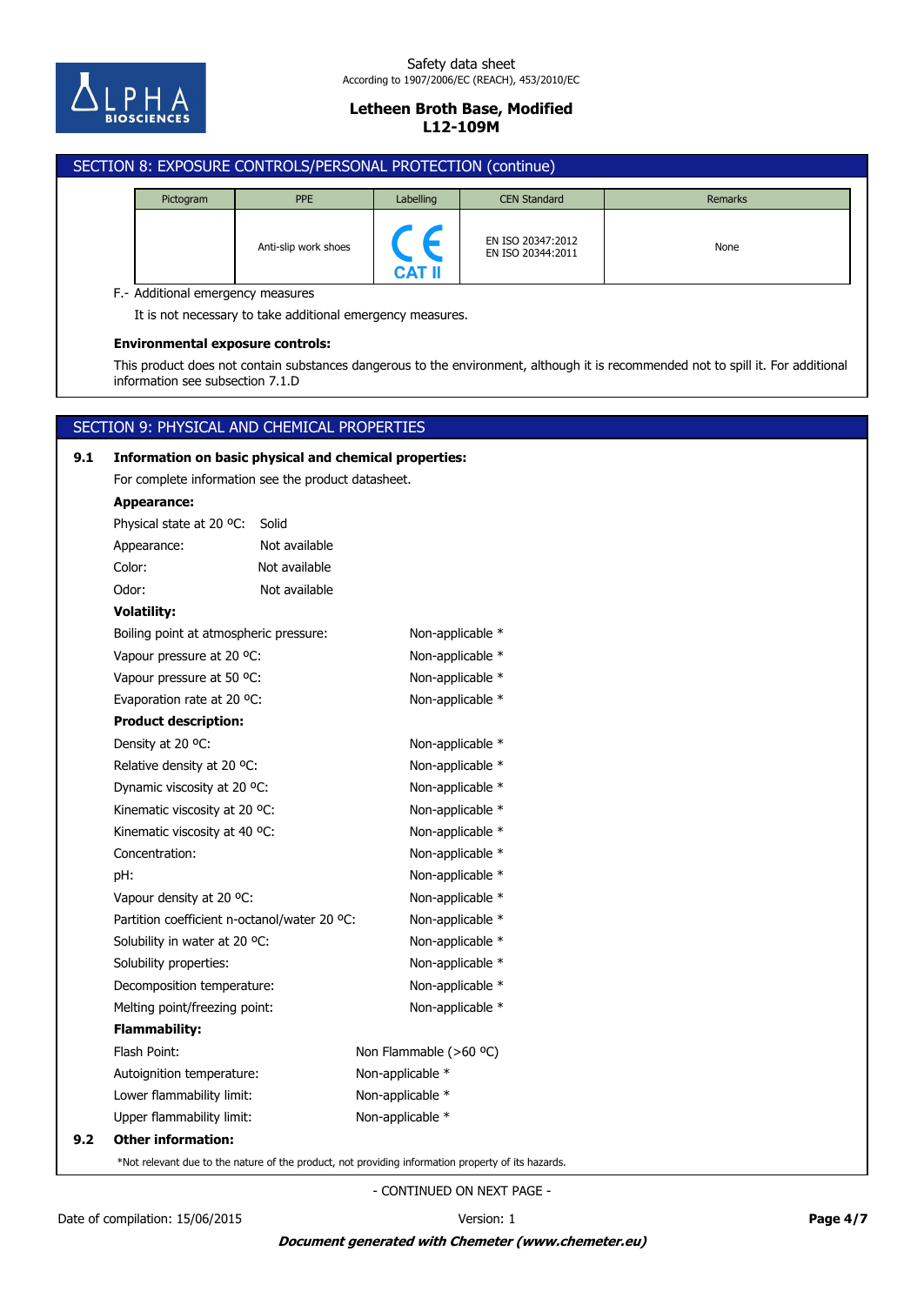## SECTION 8: EXPOSURE CONTROLS/PERSONAL PROTECTION (continue)

| Pictogram | PPE | Labelling | CEN Standard | Remarks |
|---|---|---|---|---|
| | Anti-slip work shoes | CE CAT II | EN ISO 20347:2012<br>EN ISO 20344:2011 | None |

F.- Additional emergency measures

It is not necessary to take additional emergency measures.

**Environmental exposure controls:**

This product does not contain substances dangerous to the environment, although it is recommended not to spill it. For additional information see subsection 7.1.D

## SECTION 9: PHYSICAL AND CHEMICAL PROPERTIES

**9.1 Information on basic physical and chemical properties:**

For complete information see the product datasheet.

**Appearance:**

Physical state at 20 ºC: Solid

Appearance: Not available

Color: Not available

Odor: Not available

**Volatility:**

Boiling point at atmospheric pressure: Non-applicable *

Vapour pressure at 20 ºC: Non-applicable *

Vapour pressure at 50 ºC: Non-applicable *

Evaporation rate at 20 ºC: Non-applicable *

**Product description:**

Density at 20 ºC: Non-applicable *

Relative density at 20 ºC: Non-applicable *

Dynamic viscosity at 20 ºC: Non-applicable *

Kinematic viscosity at 20 ºC: Non-applicable *

Kinematic viscosity at 40 ºC: Non-applicable *

Concentration: Non-applicable *

pH: Non-applicable *

Vapour density at 20 ºC: Non-applicable *

Partition coefficient n-octanol/water 20 ºC: Non-applicable *

Solubility in water at 20 ºC: Non-applicable *

Solubility properties: Non-applicable *

Decomposition temperature: Non-applicable *

Melting point/freezing point: Non-applicable *

**Flammability:**

Flash Point: Non Flammable (>60 ºC)

Autoignition temperature: Non-applicable *

Lower flammability limit: Non-applicable *

Upper flammability limit: Non-applicable *

**9.2 Other information:**

*Not relevant due to the nature of the product, not providing information property of its hazards.

- CONTINUED ON NEXT PAGE -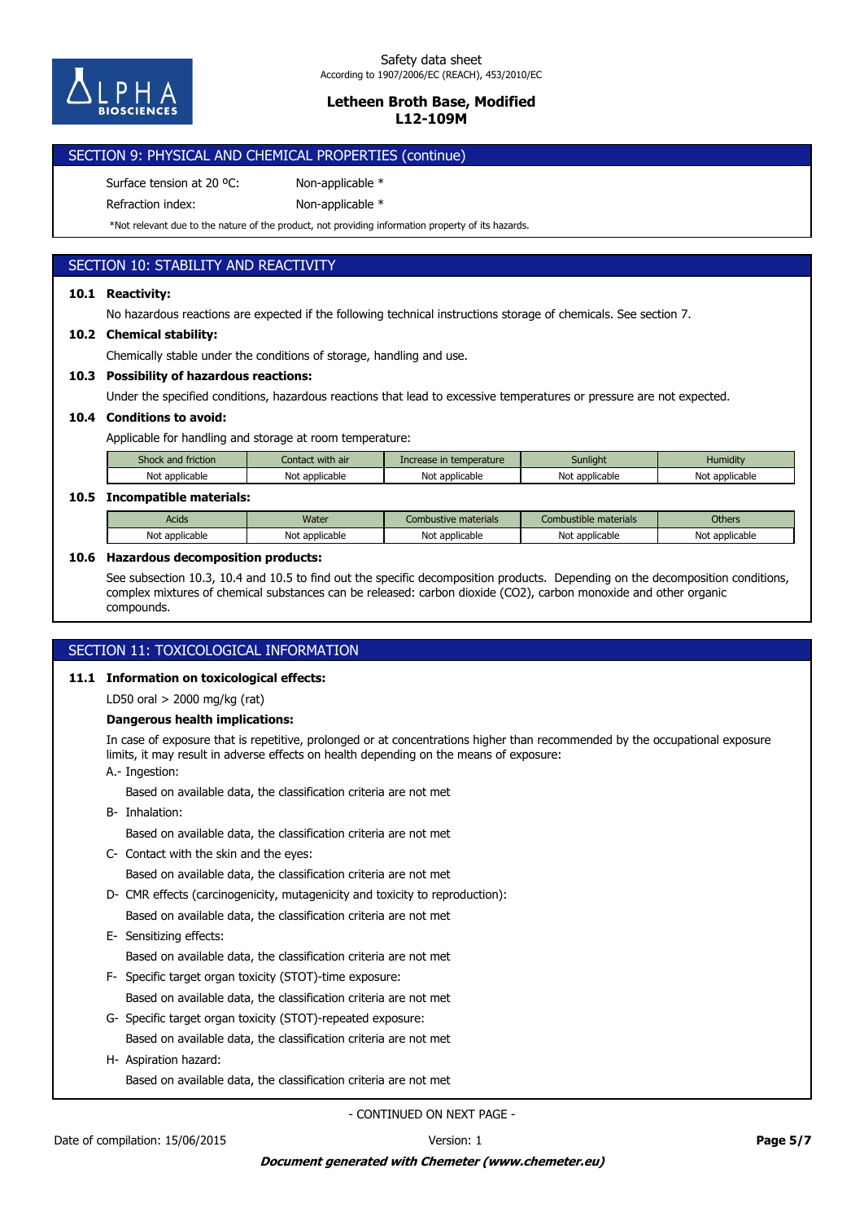## SECTION 9: PHYSICAL AND CHEMICAL PROPERTIES (continue)

Surface tension at 20 ºC: Non-applicable *

Refraction index: Non-applicable *

*Not relevant due to the nature of the product, not providing information property of its hazards.

## SECTION 10: STABILITY AND REACTIVITY

**10.1 Reactivity:**

No hazardous reactions are expected if the following technical instructions storage of chemicals. See section 7.

**10.2 Chemical stability:**

Chemically stable under the conditions of storage, handling and use.

**10.3 Possibility of hazardous reactions:**

Under the specified conditions, hazardous reactions that lead to excessive temperatures or pressure are not expected.

**10.4 Conditions to avoid:**

Applicable for handling and storage at room temperature:

| Shock and friction | Contact with air | Increase in temperature | Sunlight | Humidity |
|---|---|---|---|---|
| Not applicable | Not applicable | Not applicable | Not applicable | Not applicable |

**10.5 Incompatible materials:**

| Acids | Water | Combustive materials | Combustible materials | Others |
|---|---|---|---|---|
| Not applicable | Not applicable | Not applicable | Not applicable | Not applicable |

**10.6 Hazardous decomposition products:**

See subsection 10.3, 10.4 and 10.5 to find out the specific decomposition products. Depending on the decomposition conditions, complex mixtures of chemical substances can be released: carbon dioxide ($CO_2$), carbon monoxide and other organic compounds.

## SECTION 11: TOXICOLOGICAL INFORMATION

**11.1 Information on toxicological effects:**

LD50 oral > 2000 mg/kg (rat)

**Dangerous health implications:**

In case of exposure that is repetitive, prolonged or at concentrations higher than recommended by the occupational exposure limits, it may result in adverse effects on health depending on the means of exposure:

A.- Ingestion:

Based on available data, the classification criteria are not met

B- Inhalation:

Based on available data, the classification criteria are not met

C- Contact with the skin and the eyes:

Based on available data, the classification criteria are not met

D- CMR effects (carcinogenicity, mutagenicity and toxicity to reproduction):

Based on available data, the classification criteria are not met

E- Sensitizing effects:

Based on available data, the classification criteria are not met

F- Specific target organ toxicity (STOT)-time exposure:

Based on available data, the classification criteria are not met

G- Specific target organ toxicity (STOT)-repeated exposure:

Based on available data, the classification criteria are not met

H- Aspiration hazard:

Based on available data, the classification criteria are not met

- CONTINUED ON NEXT PAGE -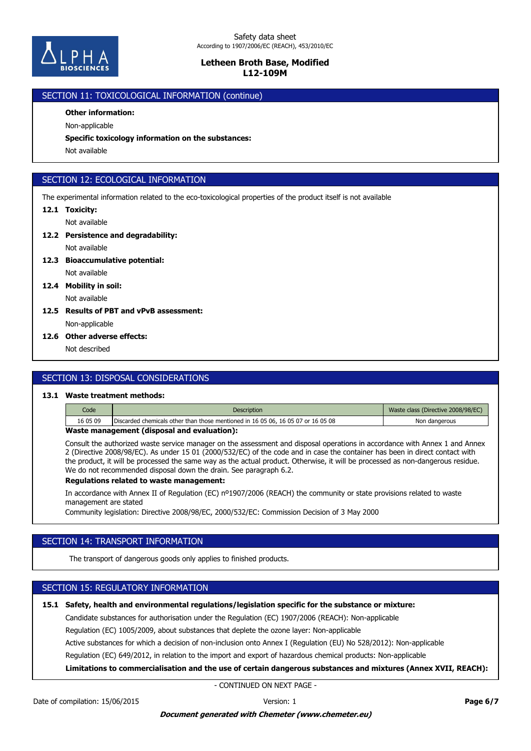## SECTION 11: TOXICOLOGICAL INFORMATION (continue)

**Other information:**

Non-applicable

**Specific toxicology information on the substances:**

Not available

## SECTION 12: ECOLOGICAL INFORMATION

The experimental information related to the eco-toxicological properties of the product itself is not available

**12.1 Toxicity:**

Not available

**12.2 Persistence and degradability:**

Not available

**12.3 Bioaccumulative potential:**

Not available

**12.4 Mobility in soil:**

Not available

**12.5 Results of PBT and vPvB assessment:**

Non-applicable

**12.6 Other adverse effects:**

Not described

## SECTION 13: DISPOSAL CONSIDERATIONS

**13.1 Waste treatment methods:**

| Code | Description | Waste class (Directive 2008/98/EC) |
|---|---|---|
| 16 05 09 | Discarded chemicals other than those mentioned in 16 05 06, 16 05 07 or 16 05 08 | Non dangerous |

**Waste management (disposal and evaluation):**

Consult the authorized waste service manager on the assessment and disposal operations in accordance with Annex 1 and Annex 2 (Directive 2008/98/EC). As under 15 01 (2000/532/EC) of the code and in case the container has been in direct contact with the product, it will be processed the same way as the actual product. Otherwise, it will be processed as non-dangerous residue. We do not recommended disposal down the drain. See paragraph 6.2.

**Regulations related to waste management:**

In accordance with Annex II of Regulation (EC) nº1907/2006 (REACH) the community or state provisions related to waste management are stated

Community legislation: Directive 2008/98/EC, 2000/532/EC: Commission Decision of 3 May 2000

## SECTION 14: TRANSPORT INFORMATION

The transport of dangerous goods only applies to finished products.

## SECTION 15: REGULATORY INFORMATION

**15.1 Safety, health and environmental regulations/legislation specific for the substance or mixture:**

Candidate substances for authorisation under the Regulation (EC) 1907/2006 (REACH): Non-applicable

Regulation (EC) 1005/2009, about substances that deplete the ozone layer: Non-applicable

Active substances for which a decision of non-inclusion onto Annex I (Regulation (EU) No 528/2012): Non-applicable

Regulation (EC) 649/2012, in relation to the import and export of hazardous chemical products: Non-applicable

**Limitations to commercialisation and the use of certain dangerous substances and mixtures (Annex XVII, REACH):**

- CONTINUED ON NEXT PAGE -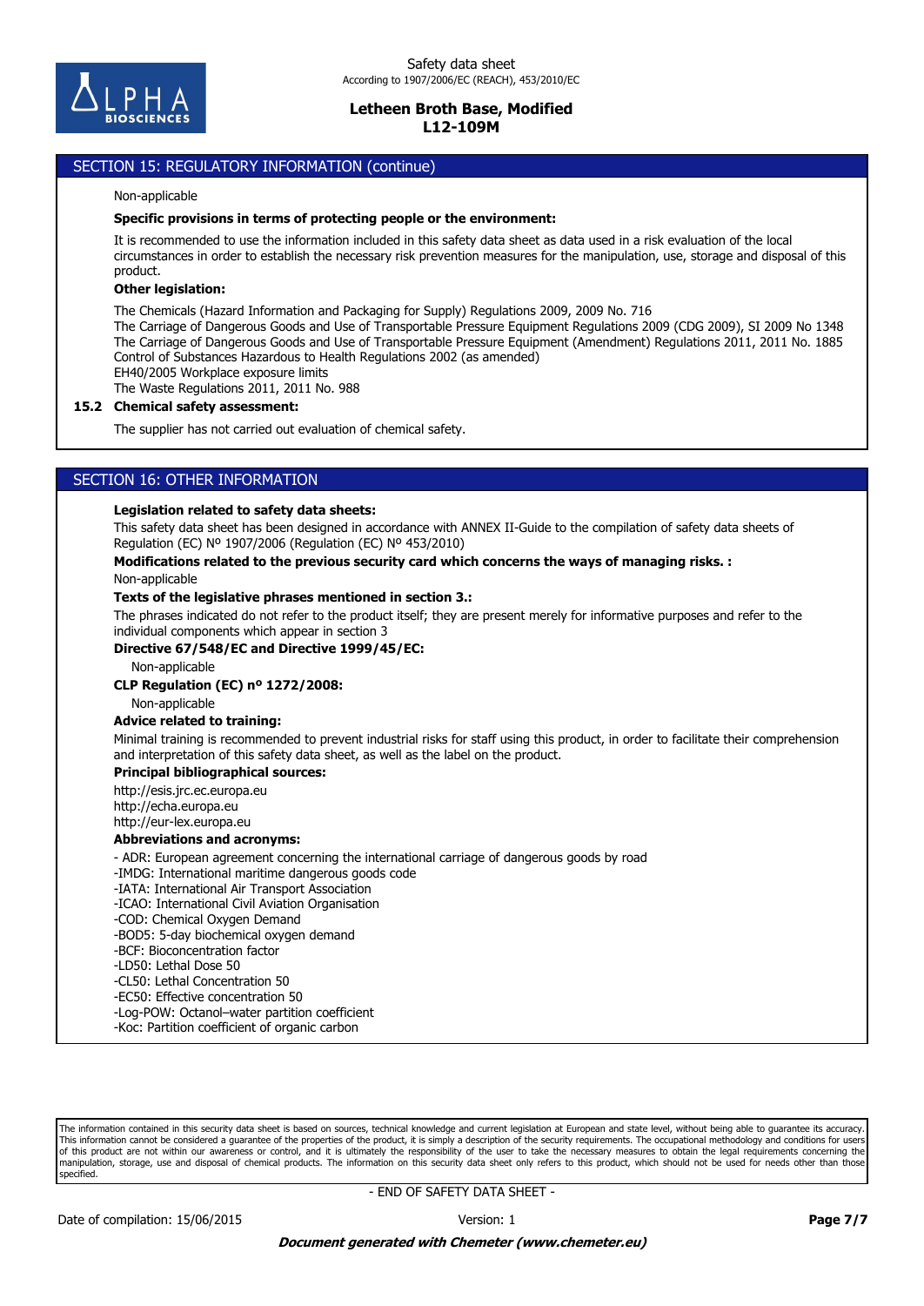## SECTION 15: REGULATORY INFORMATION (continue)

Non-applicable

**Specific provisions in terms of protecting people or the environment:**

It is recommended to use the information included in this safety data sheet as data used in a risk evaluation of the local circumstances in order to establish the necessary risk prevention measures for the manipulation, use, storage and disposal of this product.

**Other legislation:**

The Chemicals (Hazard Information and Packaging for Supply) Regulations 2009, 2009 No. 716
The Carriage of Dangerous Goods and Use of Transportable Pressure Equipment Regulations 2009 (CDG 2009), SI 2009 No 1348
The Carriage of Dangerous Goods and Use of Transportable Pressure Equipment (Amendment) Regulations 2011, 2011 No. 1885
Control of Substances Hazardous to Health Regulations 2002 (as amended)
EH40/2005 Workplace exposure limits
The Waste Regulations 2011, 2011 No. 988

**15.2 Chemical safety assessment:**

The supplier has not carried out evaluation of chemical safety.

## SECTION 16: OTHER INFORMATION

**Legislation related to safety data sheets:**

This safety data sheet has been designed in accordance with ANNEX II-Guide to the compilation of safety data sheets of Regulation (EC) Nº 1907/2006 (Regulation (EC) Nº 453/2010)

**Modifications related to the previous security card which concerns the ways of managing risks. :**

Non-applicable

**Texts of the legislative phrases mentioned in section 3.:**

The phrases indicated do not refer to the product itself; they are present merely for informative purposes and refer to the individual components which appear in section 3

**Directive 67/548/EC and Directive 1999/45/EC:**

Non-applicable

**CLP Regulation (EC) nº 1272/2008:**

Non-applicable

**Advice related to training:**

Minimal training is recommended to prevent industrial risks for staff using this product, in order to facilitate their comprehension and interpretation of this safety data sheet, as well as the label on the product.

**Principal bibliographical sources:**

http://esis.jrc.ec.europa.eu
http://echa.europa.eu
http://eur-lex.europa.eu

**Abbreviations and acronyms:**

- ADR: European agreement concerning the international carriage of dangerous goods by road
-IMDG: International maritime dangerous goods code
-IATA: International Air Transport Association
-ICAO: International Civil Aviation Organisation
-COD: Chemical Oxygen Demand
-BOD5: 5-day biochemical oxygen demand
-BCF: Bioconcentration factor
-LD50: Lethal Dose 50
-CL50: Lethal Concentration 50
-EC50: Effective concentration 50
-Log-POW: Octanol–water partition coefficient
-Koc: Partition coefficient of organic carbon

The information contained in this security data sheet is based on sources, technical knowledge and current legislation at European and state level, without being able to guarantee its accuracy. This information cannot be considered a guarantee of the properties of the product, it is simply a description of the security requirements. The occupational methodology and conditions for users of this product are not within our awareness or control, and it is ultimately the responsibility of the user to take the necessary measures to obtain the legal requirements concerning the manipulation, storage, use and disposal of chemical products. The information on this security data sheet only refers to this product, which should not be used for needs other than those specified.

- END OF SAFETY DATA SHEET -